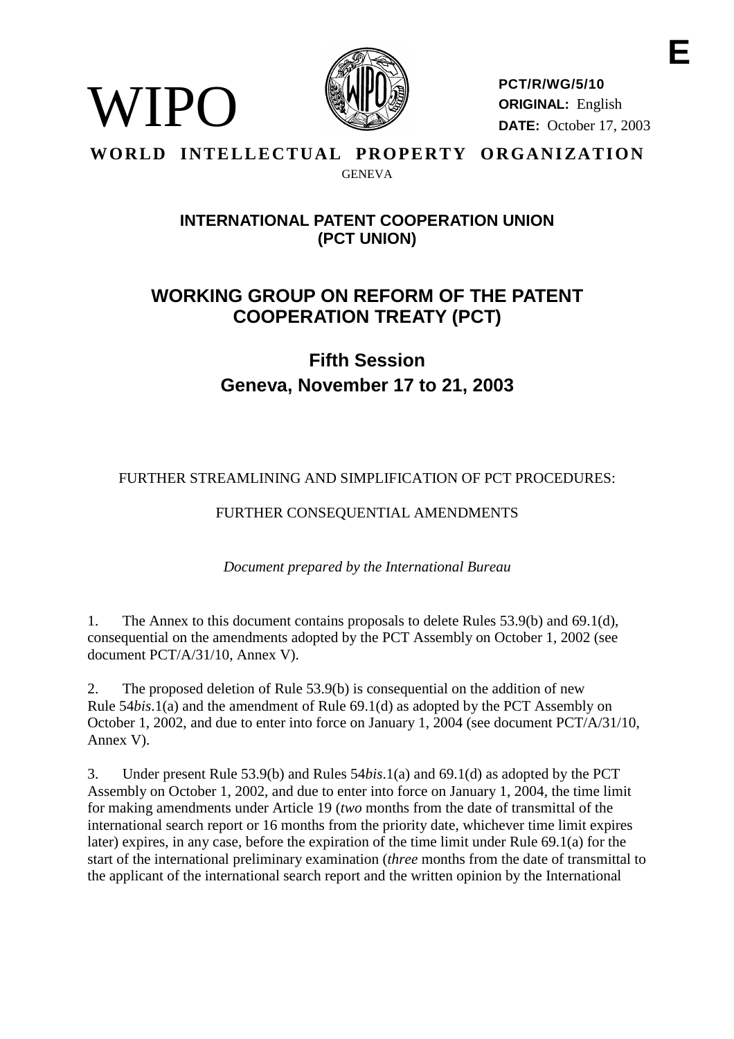E

WIPO

PCT/R/WG/5/10
**ORIGINAL:** English
**DATE:** October 17, 2003

**WORLD INTELLECTUAL PROPERTY ORGANIZATION**
GENEVA

## INTERNATIONAL PATENT COOPERATION UNION (PCT UNION)

# WORKING GROUP ON REFORM OF THE PATENT COOPERATION TREATY (PCT)

## Fifth Session
## Geneva, November 17 to 21, 2003

FURTHER STREAMLINING AND SIMPLIFICATION OF PCT PROCEDURES:

FURTHER CONSEQUENTIAL AMENDMENTS

*Document prepared by the International Bureau*

1. The Annex to this document contains proposals to delete Rules 53.9(b) and 69.1(d), consequential on the amendments adopted by the PCT Assembly on October 1, 2002 (see document PCT/A/31/10, Annex V).

2. The proposed deletion of Rule 53.9(b) is consequential on the addition of new Rule 54*bis*.1(a) and the amendment of Rule 69.1(d) as adopted by the PCT Assembly on October 1, 2002, and due to enter into force on January 1, 2004 (see document PCT/A/31/10, Annex V).

3. Under present Rule 53.9(b) and Rules 54*bis*.1(a) and 69.1(d) as adopted by the PCT Assembly on October 1, 2002, and due to enter into force on January 1, 2004, the time limit for making amendments under Article 19 (*two* months from the date of transmittal of the international search report or 16 months from the priority date, whichever time limit expires later) expires, in any case, before the expiration of the time limit under Rule 69.1(a) for the start of the international preliminary examination (*three* months from the date of transmittal to the applicant of the international search report and the written opinion by the International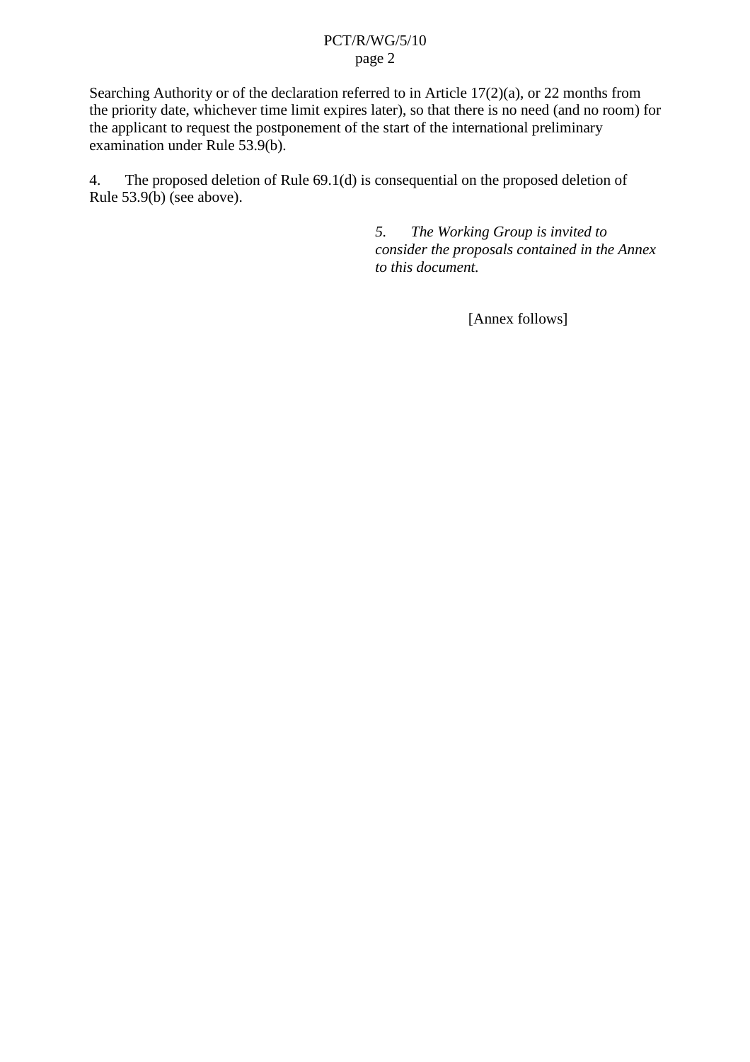Searching Authority or of the declaration referred to in Article 17(2)(a), or 22 months from the priority date, whichever time limit expires later), so that there is no need (and no room) for the applicant to request the postponement of the start of the international preliminary examination under Rule 53.9(b).

4. The proposed deletion of Rule 69.1(d) is consequential on the proposed deletion of Rule 53.9(b) (see above).

*5. The Working Group is invited to consider the proposals contained in the Annex to this document.*

[Annex follows]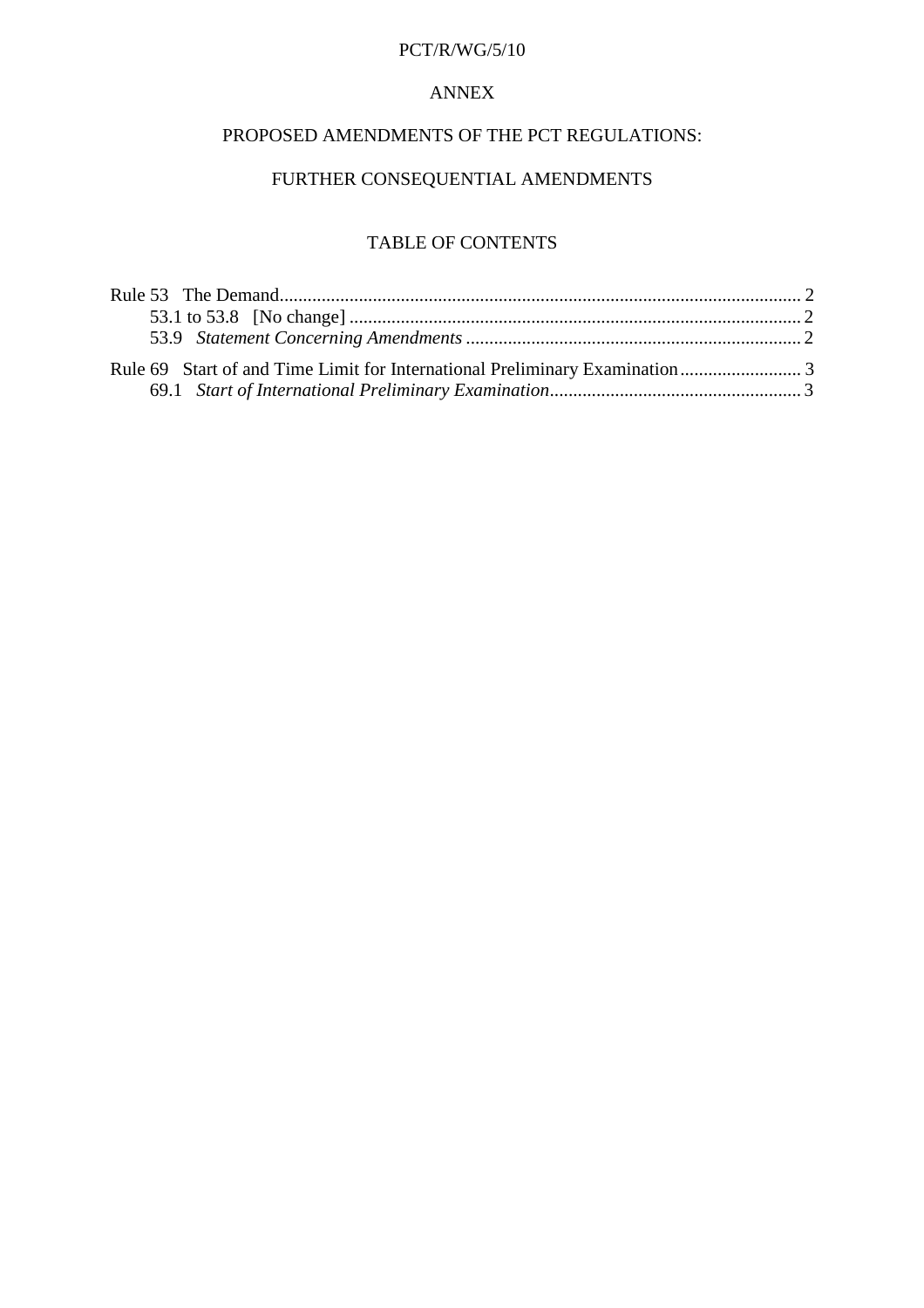PCT/R/WG/5/10

ANNEX

# PROPOSED AMENDMENTS OF THE PCT REGULATIONS:

# FURTHER CONSEQUENTIAL AMENDMENTS

## TABLE OF CONTENTS

Rule 53 The Demand ..... 2
- 53.1 to 53.8 [No change] ..... 2
- 53.9 *Statement Concerning Amendments* ..... 2

Rule 69 Start of and Time Limit for International Preliminary Examination ..... 3
- 69.1 *Start of International Preliminary Examination* ..... 3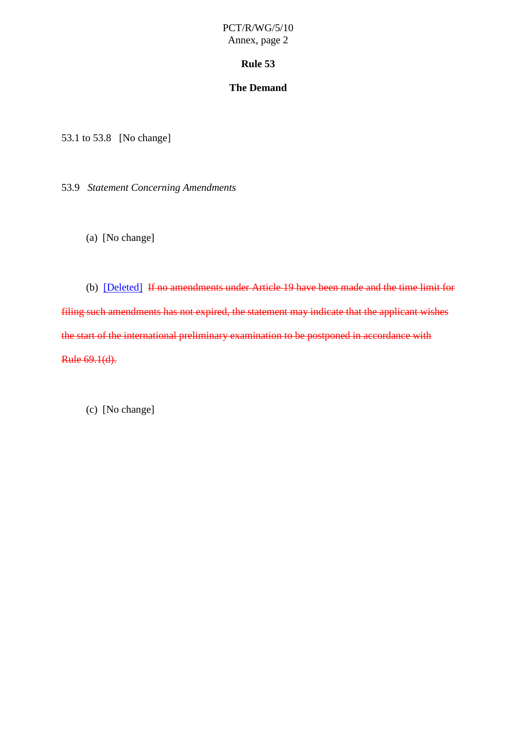## Rule 53

## The Demand

53.1 to 53.8 [No change]

53.9 *Statement Concerning Amendments*

(a) [No change]

(b) [Deleted] ~~If no amendments under Article 19 have been made and the time limit for filing such amendments has not expired, the statement may indicate that the applicant wishes the start of the international preliminary examination to be postponed in accordance with Rule 69.1(d).~~

(c) [No change]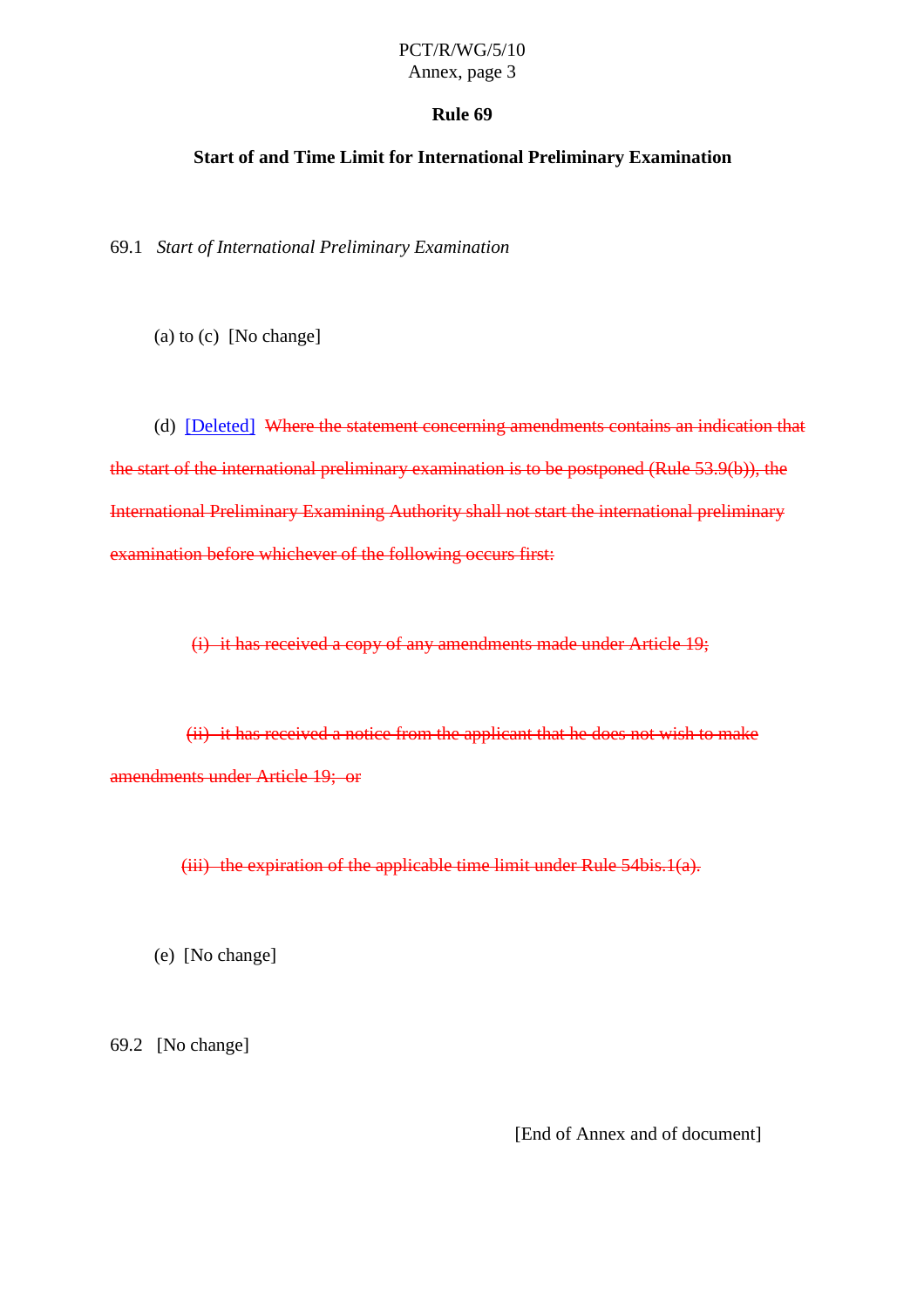## Rule 69

### Start of and Time Limit for International Preliminary Examination

69.1 *Start of International Preliminary Examination*

(a) to (c) [No change]

(d) [Deleted] ~~Where the statement concerning amendments contains an indication that the start of the international preliminary examination is to be postponed (Rule 53.9(b)), the International Preliminary Examining Authority shall not start the international preliminary examination before whichever of the following occurs first:~~

~~(i) it has received a copy of any amendments made under Article 19;~~

~~(ii) it has received a notice from the applicant that he does not wish to make amendments under Article 19; or~~

~~(iii) the expiration of the applicable time limit under Rule 54bis.1(a).~~

(e) [No change]

69.2 [No change]

[End of Annex and of document]